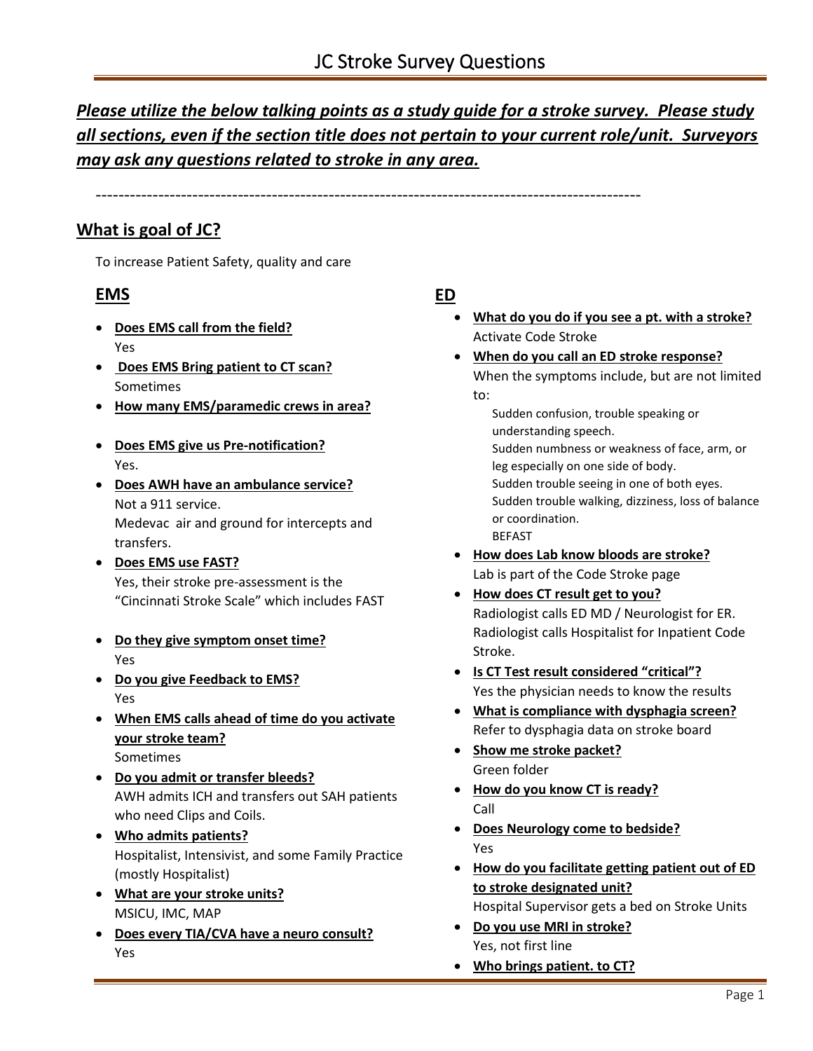# JC Stroke Survey Questions

***Please utilize the below talking points as a study guide for a stroke survey. Please study all sections, even if the section title does not pertain to your current role/unit. Surveyors may ask any questions related to stroke in any area.***

-----------------------------------------------------------------------------------------------

## What is goal of JC?

To increase Patient Safety, quality and care

## EMS

- **Does EMS call from the field?**
  Yes
- **Does EMS Bring patient to CT scan?**
  Sometimes
- **How many EMS/paramedic crews in area?**
- **Does EMS give us Pre-notification?**
  Yes.
- **Does AWH have an ambulance service?**
  Not a 911 service.
  Medevac air and ground for intercepts and transfers.
- **Does EMS use FAST?**
  Yes, their stroke pre-assessment is the "Cincinnati Stroke Scale" which includes FAST
- **Do they give symptom onset time?**
  Yes
- **Do you give Feedback to EMS?**
  Yes
- **When EMS calls ahead of time do you activate your stroke team?**
  Sometimes
- **Do you admit or transfer bleeds?**
  AWH admits ICH and transfers out SAH patients who need Clips and Coils.
- **Who admits patients?**
  Hospitalist, Intensivist, and some Family Practice (mostly Hospitalist)
- **What are your stroke units?**
  MSICU, IMC, MAP
- **Does every TIA/CVA have a neuro consult?**
  Yes

## ED

- **What do you do if you see a pt. with a stroke?**
  Activate Code Stroke
- **When do you call an ED stroke response?**
  When the symptoms include, but are not limited to:
  - Sudden confusion, trouble speaking or understanding speech.
  - Sudden numbness or weakness of face, arm, or leg especially on one side of body.
  - Sudden trouble seeing in one of both eyes.
  - Sudden trouble walking, dizziness, loss of balance or coordination.
  - BEFAST
- **How does Lab know bloods are stroke?**
  Lab is part of the Code Stroke page
- **How does CT result get to you?**
  Radiologist calls ED MD / Neurologist for ER.
  Radiologist calls Hospitalist for Inpatient Code Stroke.
- **Is CT Test result considered "critical"?**
  Yes the physician needs to know the results
- **What is compliance with dysphagia screen?**
  Refer to dysphagia data on stroke board
- **Show me stroke packet?**
  Green folder
- **How do you know CT is ready?**
  Call
- **Does Neurology come to bedside?**
  Yes
- **How do you facilitate getting patient out of ED to stroke designated unit?**
  Hospital Supervisor gets a bed on Stroke Units
- **Do you use MRI in stroke?**
  Yes, not first line
- **Who brings patient. to CT?**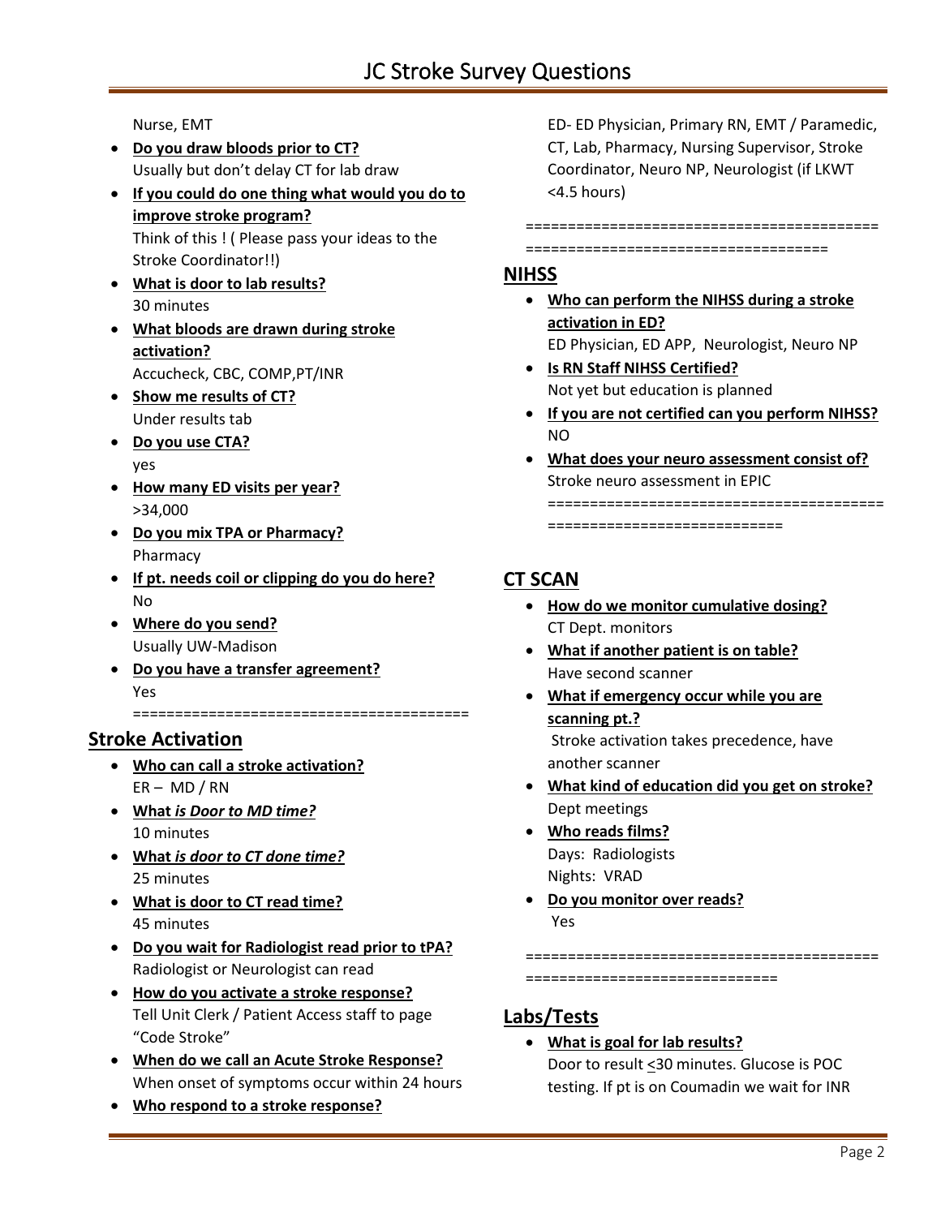Nurse, EMT

- **Do you draw bloods prior to CT?**
  Usually but don't delay CT for lab draw
- **If you could do one thing what would you do to improve stroke program?**
  Think of this ! ( Please pass your ideas to the Stroke Coordinator!!)
- **What is door to lab results?**
  30 minutes
- **What bloods are drawn during stroke activation?**
  Accucheck, CBC, COMP,PT/INR
- **Show me results of CT?**
  Under results tab
- **Do you use CTA?**
  yes
- **How many ED visits per year?**
  >34,000
- **Do you mix TPA or Pharmacy?**
  Pharmacy
- **If pt. needs coil or clipping do you do here?**
  No
- **Where do you send?**
  Usually UW-Madison
- **Do you have a transfer agreement?**
  Yes

=======================================

## Stroke Activation

- **Who can call a stroke activation?**
  ER – MD / RN
- **What *is Door to MD time?***
  10 minutes
- **What *is door to CT done time?***
  25 minutes
- **What is door to CT read time?**
  45 minutes
- **Do you wait for Radiologist read prior to tPA?**
  Radiologist or Neurologist can read
- **How do you activate a stroke response?**
  Tell Unit Clerk / Patient Access staff to page "Code Stroke"
- **When do we call an Acute Stroke Response?**
  When onset of symptoms occur within 24 hours
- **Who respond to a stroke response?**
  ED- ED Physician, Primary RN, EMT / Paramedic, CT, Lab, Pharmacy, Nursing Supervisor, Stroke Coordinator, Neuro NP, Neurologist (if LKWT <4.5 hours)

============================================================================

## NIHSS

- **Who can perform the NIHSS during a stroke activation in ED?**
  ED Physician, ED APP, Neurologist, Neuro NP
- **Is RN Staff NIHSS Certified?**
  Not yet but education is planned
- **If you are not certified can you perform NIHSS?**
  NO
- **What does your neuro assessment consist of?**
  Stroke neuro assessment in EPIC

===================================================================

## CT SCAN

- **How do we monitor cumulative dosing?**
  CT Dept. monitors
- **What if another patient is on table?**
  Have second scanner
- **What if emergency occur while you are scanning pt.?**
  Stroke activation takes precedence, have another scanner
- **What kind of education did you get on stroke?**
  Dept meetings
- **Who reads films?**
  Days: Radiologists
  Nights: VRAD
- **Do you monitor over reads?**
  Yes

=======================================================================

## Labs/Tests

- **What is goal for lab results?**
  Door to result ≤30 minutes. Glucose is POC testing. If pt is on Coumadin we wait for INR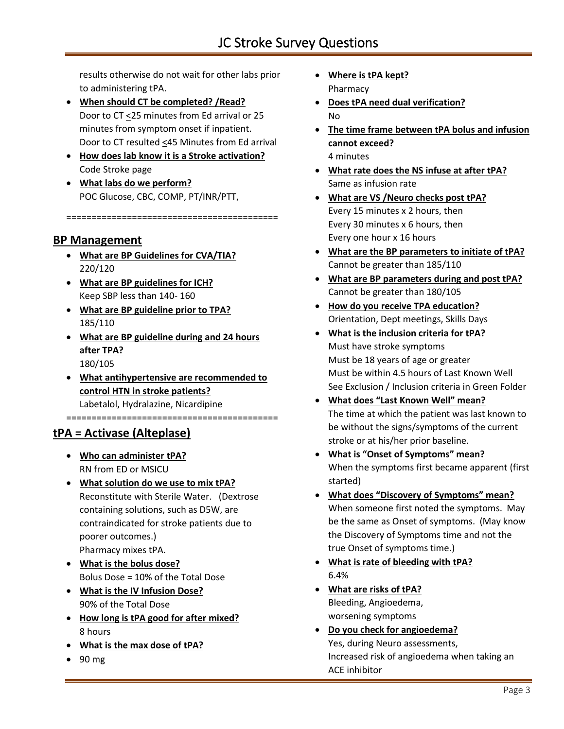results otherwise do not wait for other labs prior to administering tPA.

- **When should CT be completed? /Read?**
  Door to CT <25 minutes from Ed arrival or 25 minutes from symptom onset if inpatient.
  Door to CT resulted <45 Minutes from Ed arrival
- **How does lab know it is a Stroke activation?**
  Code Stroke page
- **What labs do we perform?**
  POC Glucose, CBC, COMP, PT/INR/PTT,

========================================

## BP Management

- **What are BP Guidelines for CVA/TIA?**
  220/120
- **What are BP guidelines for ICH?**
  Keep SBP less than 140- 160
- **What are BP guideline prior to TPA?**
  185/110
- **What are BP guideline during and 24 hours after TPA?**
  180/105
- **What antihypertensive are recommended to control HTN in stroke patients?**
  Labetalol, Hydralazine, Nicardipine

========================================

## tPA = Activase (Alteplase)

- **Who can administer tPA?**
  RN from ED or MSICU
- **What solution do we use to mix tPA?**
  Reconstitute with Sterile Water. (Dextrose containing solutions, such as D5W, are contraindicated for stroke patients due to poorer outcomes.)
  Pharmacy mixes tPA.
- **What is the bolus dose?**
  Bolus Dose = 10% of the Total Dose
- **What is the IV Infusion Dose?**
  90% of the Total Dose
- **How long is tPA good for after mixed?**
  8 hours
- **What is the max dose of tPA?**
- 90 mg
- **Where is tPA kept?**
  Pharmacy
- **Does tPA need dual verification?**
  No
- **The time frame between tPA bolus and infusion cannot exceed?**
  4 minutes
- **What rate does the NS infuse at after tPA?**
  Same as infusion rate
- **What are VS /Neuro checks post tPA?**
  Every 15 minutes x 2 hours, then
  Every 30 minutes x 6 hours, then
  Every one hour x 16 hours
- **What are the BP parameters to initiate of tPA?**
  Cannot be greater than 185/110
- **What are BP parameters during and post tPA?**
  Cannot be greater than 180/105
- **How do you receive TPA education?**
  Orientation, Dept meetings, Skills Days
- **What is the inclusion criteria for tPA?**
  Must have stroke symptoms
  Must be 18 years of age or greater
  Must be within 4.5 hours of Last Known Well
  See Exclusion / Inclusion criteria in Green Folder
- **What does "Last Known Well" mean?**
  The time at which the patient was last known to be without the signs/symptoms of the current stroke or at his/her prior baseline.
- **What is "Onset of Symptoms" mean?**
  When the symptoms first became apparent (first started)
- **What does "Discovery of Symptoms" mean?**
  When someone first noted the symptoms. May be the same as Onset of symptoms. (May know the Discovery of Symptoms time and not the true Onset of symptoms time.)
- **What is rate of bleeding with tPA?**
  6.4%
- **What are risks of tPA?**
  Bleeding, Angioedema,
  worsening symptoms
- **Do you check for angioedema?**
  Yes, during Neuro assessments,
  Increased risk of angioedema when taking an ACE inhibitor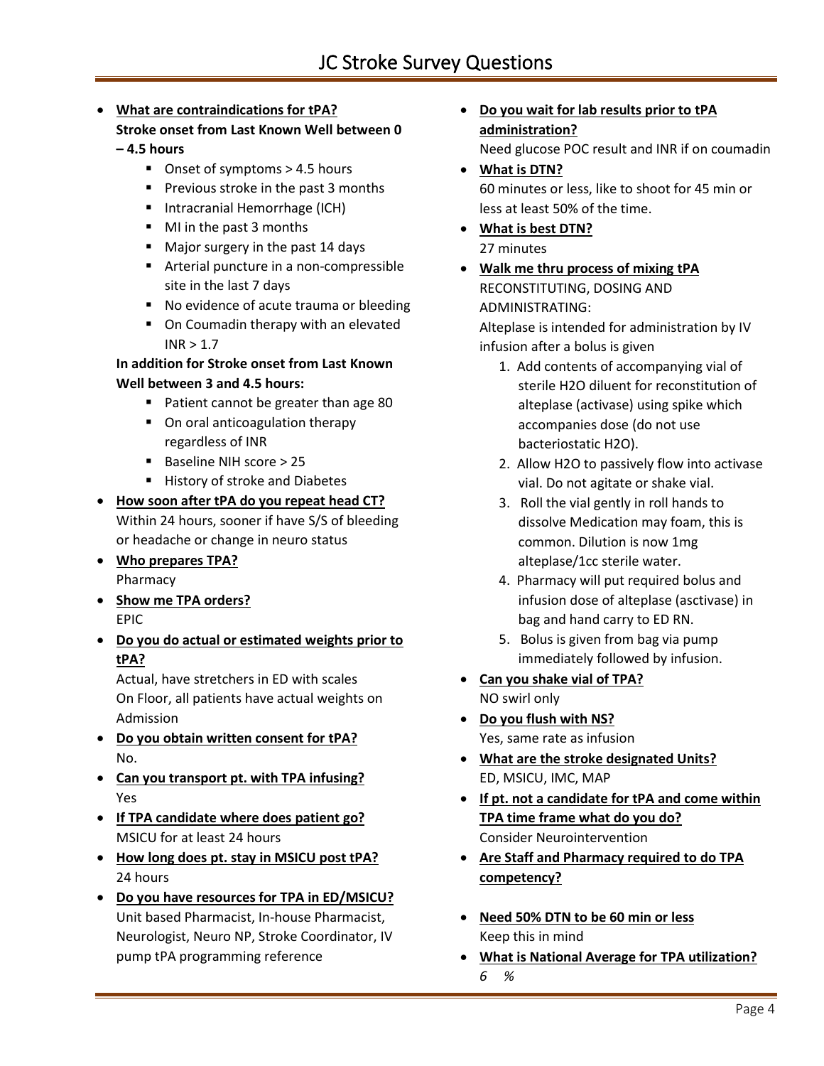# JC Stroke Survey Questions

- **What are contraindications for tPA?**
  **Stroke onset from Last Known Well between 0 – 4.5 hours**
  - Onset of symptoms > 4.5 hours
  - Previous stroke in the past 3 months
  - Intracranial Hemorrhage (ICH)
  - MI in the past 3 months
  - Major surgery in the past 14 days
  - Arterial puncture in a non-compressible site in the last 7 days
  - No evidence of acute trauma or bleeding
  - On Coumadin therapy with an elevated INR > 1.7

  **In addition for Stroke onset from Last Known Well between 3 and 4.5 hours:**
  - Patient cannot be greater than age 80
  - On oral anticoagulation therapy regardless of INR
  - Baseline NIH score > 25
  - History of stroke and Diabetes
- **How soon after tPA do you repeat head CT?**
  Within 24 hours, sooner if have S/S of bleeding or headache or change in neuro status
- **Who prepares TPA?**
  Pharmacy
- **Show me TPA orders?**
  EPIC
- **Do you do actual or estimated weights prior to tPA?**
  Actual, have stretchers in ED with scales
  On Floor, all patients have actual weights on Admission
- **Do you obtain written consent for tPA?**
  No.
- **Can you transport pt. with TPA infusing?**
  Yes
- **If TPA candidate where does patient go?**
  MSICU for at least 24 hours
- **How long does pt. stay in MSICU post tPA?**
  24 hours
- **Do you have resources for TPA in ED/MSICU?**
  Unit based Pharmacist, In-house Pharmacist, Neurologist, Neuro NP, Stroke Coordinator, IV pump tPA programming reference
- **Do you wait for lab results prior to tPA administration?**
  Need glucose POC result and INR if on coumadin
- **What is DTN?**
  60 minutes or less, like to shoot for 45 min or less at least 50% of the time.
- **What is best DTN?**
  27 minutes
- **Walk me thru process of mixing tPA**
  RECONSTITUTING, DOSING AND ADMINISTRATING:
  Alteplase is intended for administration by IV infusion after a bolus is given
  1. Add contents of accompanying vial of sterile H2O diluent for reconstitution of alteplase (activase) using spike which accompanies dose (do not use bacteriostatic H2O).
  2. Allow H2O to passively flow into activase vial. Do not agitate or shake vial.
  3. Roll the vial gently in roll hands to dissolve Medication may foam, this is common. Dilution is now 1mg alteplase/1cc sterile water.
  4. Pharmacy will put required bolus and infusion dose of alteplase (asctivase) in bag and hand carry to ED RN.
  5. Bolus is given from bag via pump immediately followed by infusion.
- **Can you shake vial of TPA?**
  NO swirl only
- **Do you flush with NS?**
  Yes, same rate as infusion
- **What are the stroke designated Units?**
  ED, MSICU, IMC, MAP
- **If pt. not a candidate for tPA and come within TPA time frame what do you do?**
  Consider Neurointervention
- **Are Staff and Pharmacy required to do TPA competency?**
- **Need 50% DTN to be 60 min or less**
  Keep this in mind
- **What is National Average for TPA utilization?**
  *6 %*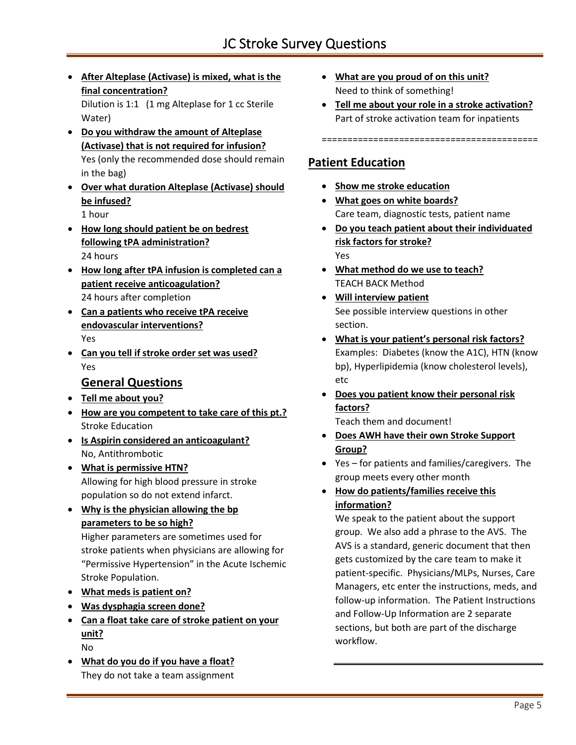- **After Alteplase (Activase) is mixed, what is the final concentration?**
  Dilution is 1:1 (1 mg Alteplase for 1 cc Sterile Water)
- **Do you withdraw the amount of Alteplase (Activase) that is not required for infusion?**
  Yes (only the recommended dose should remain in the bag)
- **Over what duration Alteplase (Activase) should be infused?**
  1 hour
- **How long should patient be on bedrest following tPA administration?**
  24 hours
- **How long after tPA infusion is completed can a patient receive anticoagulation?**
  24 hours after completion
- **Can a patients who receive tPA receive endovascular interventions?**
  Yes
- **Can you tell if stroke order set was used?**
  Yes

## General Questions

- **Tell me about you?**
- **How are you competent to take care of this pt.?**
  Stroke Education
- **Is Aspirin considered an anticoagulant?**
  No, Antithrombotic
- **What is permissive HTN?**
  Allowing for high blood pressure in stroke population so do not extend infarct.
- **Why is the physician allowing the bp parameters to be so high?**
  Higher parameters are sometimes used for stroke patients when physicians are allowing for "Permissive Hypertension" in the Acute Ischemic Stroke Population.
- **What meds is patient on?**
- **Was dysphagia screen done?**
- **Can a float take care of stroke patient on your unit?**
  No
- **What do you do if you have a float?**
  They do not take a team assignment
- **What are you proud of on this unit?**
  Need to think of something!
- **Tell me about your role in a stroke activation?**
  Part of stroke activation team for inpatients

==========================================

## Patient Education

- **Show me stroke education**
- **What goes on white boards?**
  Care team, diagnostic tests, patient name
- **Do you teach patient about their individuated risk factors for stroke?**
  Yes
- **What method do we use to teach?**
  TEACH BACK Method
- **Will interview patient**
  See possible interview questions in other section.
- **What is your patient's personal risk factors?**
  Examples: Diabetes (know the A1C), HTN (know bp), Hyperlipidemia (know cholesterol levels), etc
- **Does you patient know their personal risk factors?**
  Teach them and document!
- **Does AWH have their own Stroke Support Group?**
- Yes – for patients and families/caregivers. The group meets every other month
- **How do patients/families receive this information?**
  We speak to the patient about the support group. We also add a phrase to the AVS. The AVS is a standard, generic document that then gets customized by the care team to make it patient-specific. Physicians/MLPs, Nurses, Care Managers, etc enter the instructions, meds, and follow-up information. The Patient Instructions and Follow-Up Information are 2 separate sections, but both are part of the discharge workflow.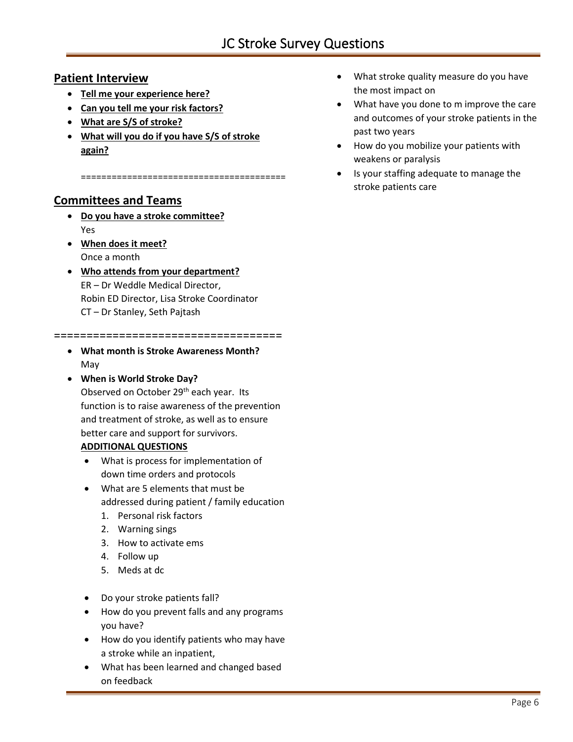# JC Stroke Survey Questions

## Patient Interview

- **Tell me your experience here?**
- **Can you tell me your risk factors?**
- **What are S/S of stroke?**
- **What will you do if you have S/S of stroke again?**

=======================================

## Committees and Teams

- **Do you have a stroke committee?**
  Yes
- **When does it meet?**
  Once a month
- **Who attends from your department?**
  ER – Dr Weddle Medical Director,
  Robin ED Director, Lisa Stroke Coordinator
  CT – Dr Stanley, Seth Pajtash

==================================

- **What month is Stroke Awareness Month?**
  May
- **When is World Stroke Day?**
  Observed on October 29th each year. Its function is to raise awareness of the prevention and treatment of stroke, as well as to ensure better care and support for survivors.

  **ADDITIONAL QUESTIONS**

  - What is process for implementation of down time orders and protocols
  - What are 5 elements that must be addressed during patient / family education
    1. Personal risk factors
    2. Warning sings
    3. How to activate ems
    4. Follow up
    5. Meds at dc
  - Do your stroke patients fall?
  - How do you prevent falls and any programs you have?
  - How do you identify patients who may have a stroke while an inpatient,
  - What has been learned and changed based on feedback

- What stroke quality measure do you have the most impact on
- What have you done to m improve the care and outcomes of your stroke patients in the past two years
- How do you mobilize your patients with weakens or paralysis
- Is your staffing adequate to manage the stroke patients care